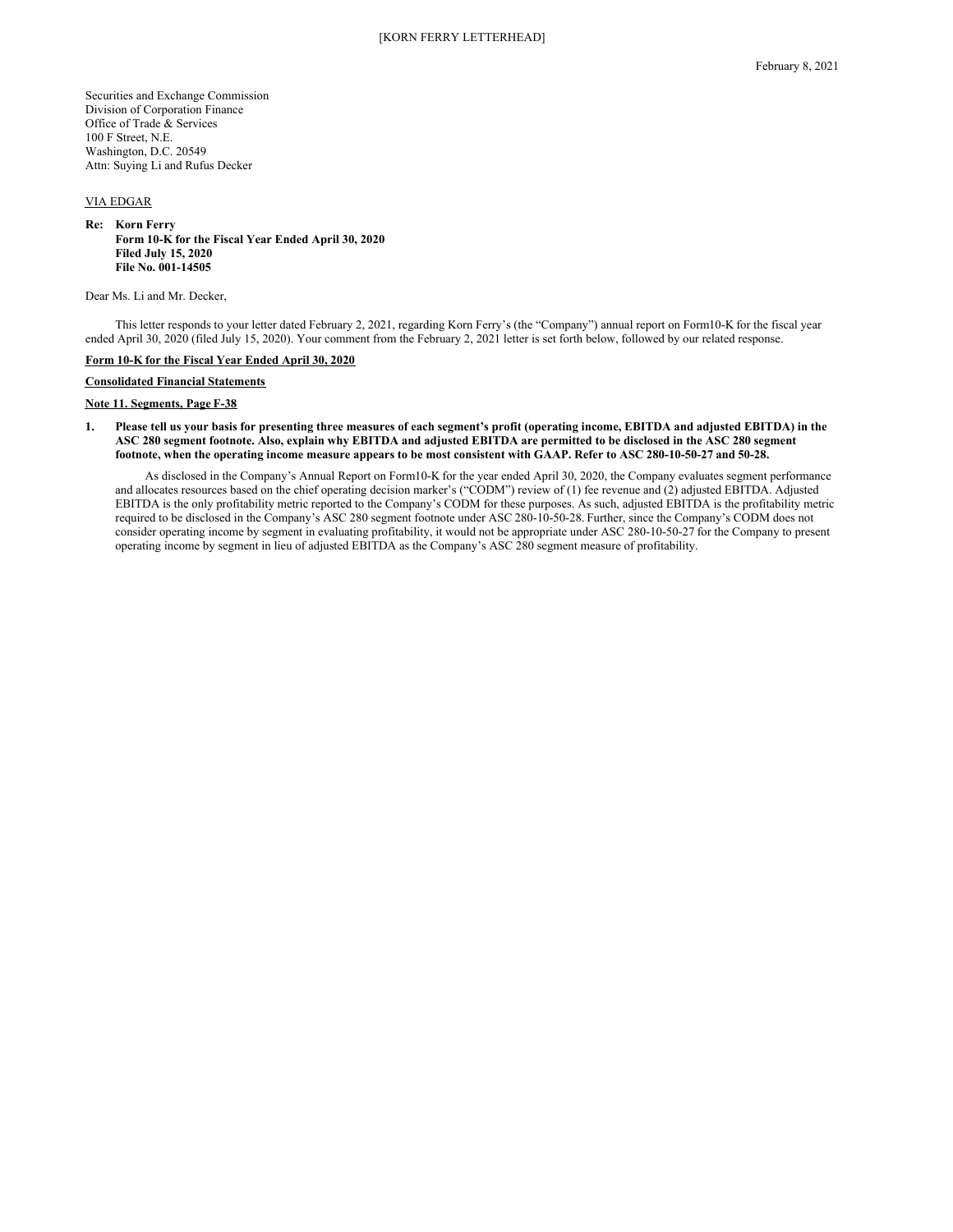[KORN FERRY LETTERHEAD]

February 8, 2021

Securities and Exchange Commission
Division of Corporation Finance
Office of Trade & Services
100 F Street, N.E.
Washington, D.C. 20549
Attn: Suying Li and Rufus Decker

VIA EDGAR

**Re: Korn Ferry**
**Form 10-K for the Fiscal Year Ended April 30, 2020**
**Filed July 15, 2020**
**File No. 001-14505**

Dear Ms. Li and Mr. Decker,

This letter responds to your letter dated February 2, 2021, regarding Korn Ferry's (the "Company") annual report on Form10-K for the fiscal year ended April 30, 2020 (filed July 15, 2020). Your comment from the February 2, 2021 letter is set forth below, followed by our related response.

**Form 10-K for the Fiscal Year Ended April 30, 2020**

**Consolidated Financial Statements**

**Note 11. Segments, Page F-38**

1. **Please tell us your basis for presenting three measures of each segment's profit (operating income, EBITDA and adjusted EBITDA) in the ASC 280 segment footnote. Also, explain why EBITDA and adjusted EBITDA are permitted to be disclosed in the ASC 280 segment footnote, when the operating income measure appears to be most consistent with GAAP. Refer to ASC 280-10-50-27 and 50-28.**

   As disclosed in the Company's Annual Report on Form10-K for the year ended April 30, 2020, the Company evaluates segment performance and allocates resources based on the chief operating decision marker's ("CODM") review of (1) fee revenue and (2) adjusted EBITDA. Adjusted EBITDA is the only profitability metric reported to the Company's CODM for these purposes. As such, adjusted EBITDA is the profitability metric required to be disclosed in the Company's ASC 280 segment footnote under ASC 280-10-50-28. Further, since the Company's CODM does not consider operating income by segment in evaluating profitability, it would not be appropriate under ASC 280-10-50-27 for the Company to present operating income by segment in lieu of adjusted EBITDA as the Company's ASC 280 segment measure of profitability.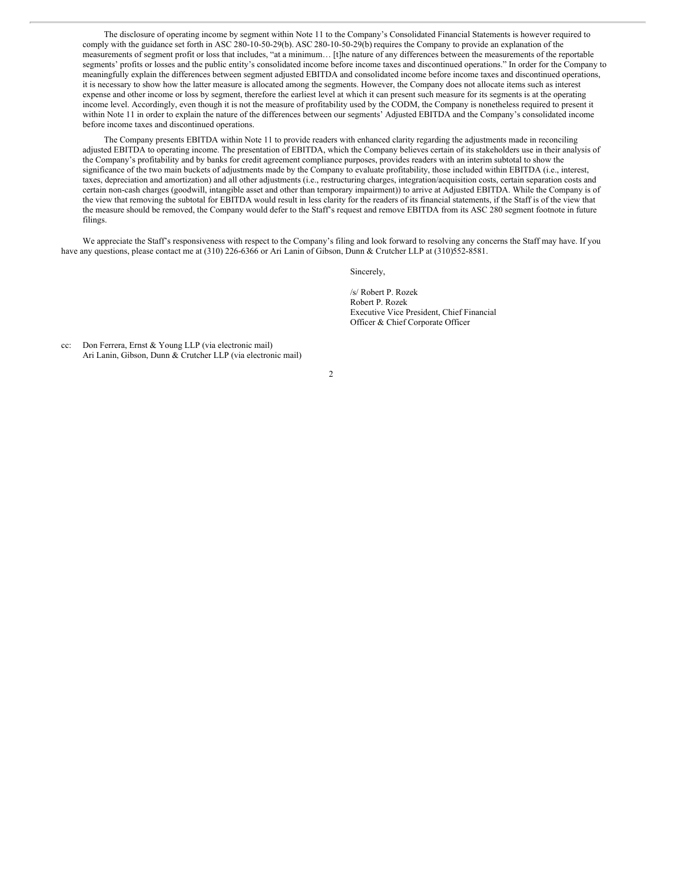The disclosure of operating income by segment within Note 11 to the Company's Consolidated Financial Statements is however required to comply with the guidance set forth in ASC 280-10-50-29(b). ASC 280-10-50-29(b) requires the Company to provide an explanation of the measurements of segment profit or loss that includes, "at a minimum… [t]he nature of any differences between the measurements of the reportable segments' profits or losses and the public entity's consolidated income before income taxes and discontinued operations." In order for the Company to meaningfully explain the differences between segment adjusted EBITDA and consolidated income before income taxes and discontinued operations, it is necessary to show how the latter measure is allocated among the segments. However, the Company does not allocate items such as interest expense and other income or loss by segment, therefore the earliest level at which it can present such measure for its segments is at the operating income level. Accordingly, even though it is not the measure of profitability used by the CODM, the Company is nonetheless required to present it within Note 11 in order to explain the nature of the differences between our segments' Adjusted EBITDA and the Company's consolidated income before income taxes and discontinued operations.

The Company presents EBITDA within Note 11 to provide readers with enhanced clarity regarding the adjustments made in reconciling adjusted EBITDA to operating income. The presentation of EBITDA, which the Company believes certain of its stakeholders use in their analysis of the Company's profitability and by banks for credit agreement compliance purposes, provides readers with an interim subtotal to show the significance of the two main buckets of adjustments made by the Company to evaluate profitability, those included within EBITDA (i.e., interest, taxes, depreciation and amortization) and all other adjustments (i.e., restructuring charges, integration/acquisition costs, certain separation costs and certain non-cash charges (goodwill, intangible asset and other than temporary impairment)) to arrive at Adjusted EBITDA. While the Company is of the view that removing the subtotal for EBITDA would result in less clarity for the readers of its financial statements, if the Staff is of the view that the measure should be removed, the Company would defer to the Staff's request and remove EBITDA from its ASC 280 segment footnote in future filings.

We appreciate the Staff's responsiveness with respect to the Company's filing and look forward to resolving any concerns the Staff may have. If you have any questions, please contact me at (310) 226-6366 or Ari Lanin of Gibson, Dunn & Crutcher LLP at (310)552-8581.

Sincerely,

/s/ Robert P. Rozek
Robert P. Rozek
Executive Vice President, Chief Financial Officer & Chief Corporate Officer

cc: Don Ferrera, Ernst & Young LLP (via electronic mail)
Ari Lanin, Gibson, Dunn & Crutcher LLP (via electronic mail)